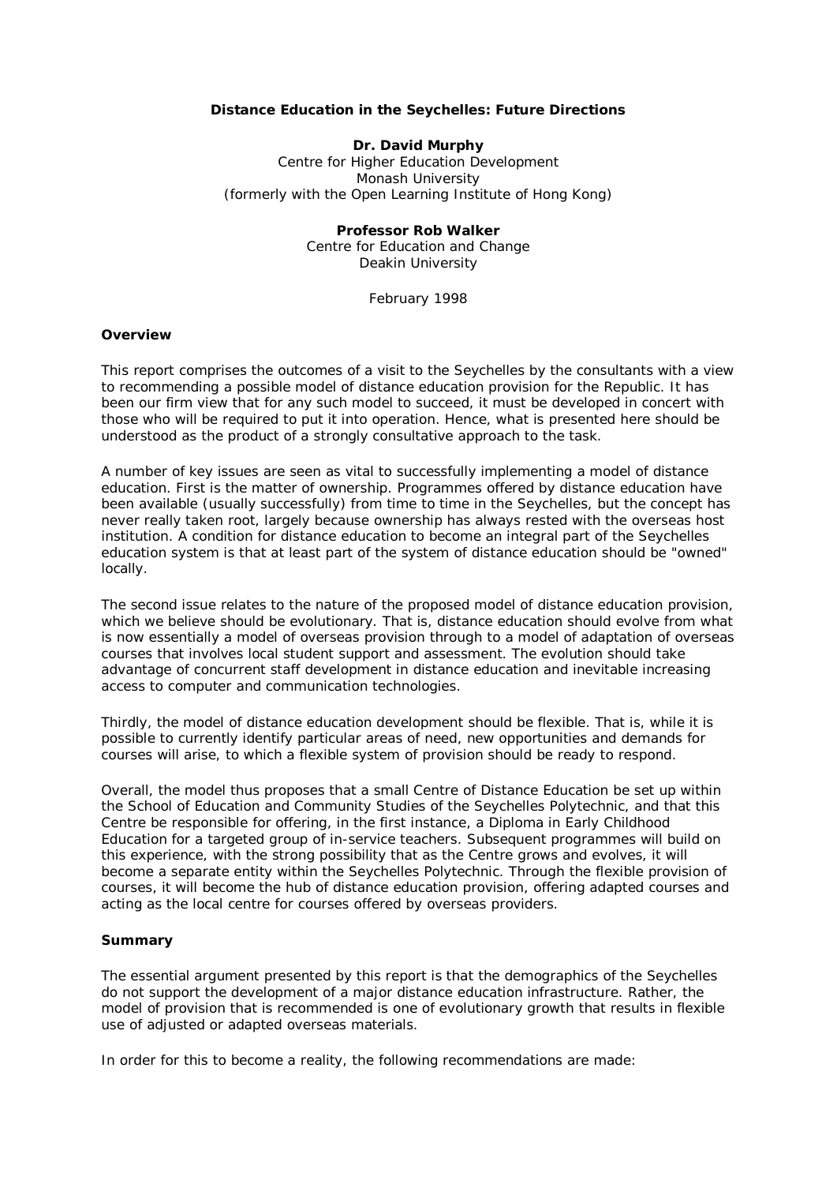# Distance Education in the Seychelles: Future Directions

**Dr. David Murphy**
Centre for Higher Education Development
Monash University
(formerly with the Open Learning Institute of Hong Kong)

**Professor Rob Walker**
Centre for Education and Change
Deakin University

February 1998

## Overview

This report comprises the outcomes of a visit to the Seychelles by the consultants with a view to recommending a possible model of distance education provision for the Republic. It has been our firm view that for any such model to succeed, it must be developed in concert with those who will be required to put it into operation. Hence, what is presented here should be understood as the product of a strongly consultative approach to the task.

A number of key issues are seen as vital to successfully implementing a model of distance education. First is the matter of ownership. Programmes offered by distance education have been available (usually successfully) from time to time in the Seychelles, but the concept has never really taken root, largely because ownership has always rested with the overseas host institution. A condition for distance education to become an integral part of the Seychelles education system is that at least part of the system of distance education should be "owned" locally.

The second issue relates to the nature of the proposed model of distance education provision, which we believe should be evolutionary. That is, distance education should evolve from what is now essentially a model of overseas provision through to a model of adaptation of overseas courses that involves local student support and assessment. The evolution should take advantage of concurrent staff development in distance education and inevitable increasing access to computer and communication technologies.

Thirdly, the model of distance education development should be flexible. That is, while it is possible to currently identify particular areas of need, new opportunities and demands for courses will arise, to which a flexible system of provision should be ready to respond.

Overall, the model thus proposes that a small Centre of Distance Education be set up within the School of Education and Community Studies of the Seychelles Polytechnic, and that this Centre be responsible for offering, in the first instance, a Diploma in Early Childhood Education for a targeted group of in-service teachers. Subsequent programmes will build on this experience, with the strong possibility that as the Centre grows and evolves, it will become a separate entity within the Seychelles Polytechnic. Through the flexible provision of courses, it will become the hub of distance education provision, offering adapted courses and acting as the local centre for courses offered by overseas providers.

## Summary

The essential argument presented by this report is that the demographics of the Seychelles do not support the development of a major distance education infrastructure. Rather, the model of provision that is recommended is one of evolutionary growth that results in flexible use of adjusted or adapted overseas materials.

In order for this to become a reality, the following recommendations are made: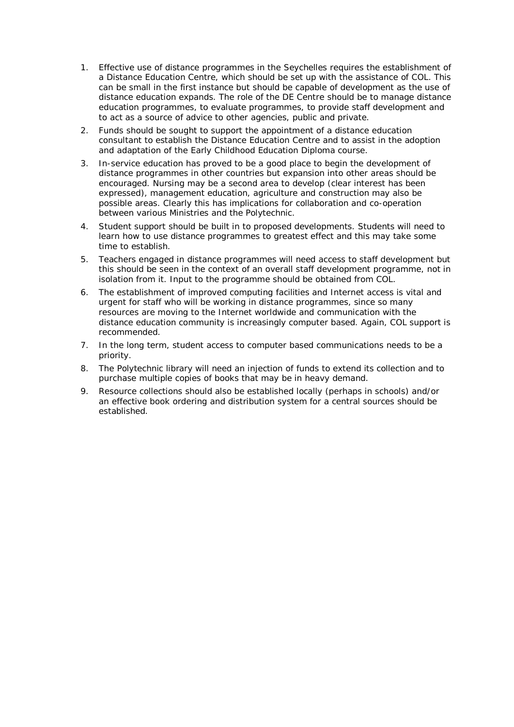1. Effective use of distance programmes in the Seychelles requires the establishment of a Distance Education Centre, which should be set up with the assistance of COL. This can be small in the first instance but should be capable of development as the use of distance education expands. The role of the DE Centre should be to manage distance education programmes, to evaluate programmes, to provide staff development and to act as a source of advice to other agencies, public and private.
2. Funds should be sought to support the appointment of a distance education consultant to establish the Distance Education Centre and to assist in the adoption and adaptation of the Early Childhood Education Diploma course.
3. In-service education has proved to be a good place to begin the development of distance programmes in other countries but expansion into other areas should be encouraged. Nursing may be a second area to develop (clear interest has been expressed), management education, agriculture and construction may also be possible areas. Clearly this has implications for collaboration and co-operation between various Ministries and the Polytechnic.
4. Student support should be built in to proposed developments. Students will need to learn how to use distance programmes to greatest effect and this may take some time to establish.
5. Teachers engaged in distance programmes will need access to staff development but this should be seen in the context of an overall staff development programme, not in isolation from it. Input to the programme should be obtained from COL.
6. The establishment of improved computing facilities and Internet access is vital and urgent for staff who will be working in distance programmes, since so many resources are moving to the Internet worldwide and communication with the distance education community is increasingly computer based. Again, COL support is recommended.
7. In the long term, student access to computer based communications needs to be a priority.
8. The Polytechnic library will need an injection of funds to extend its collection and to purchase multiple copies of books that may be in heavy demand.
9. Resource collections should also be established locally (perhaps in schools) and/or an effective book ordering and distribution system for a central sources should be established.